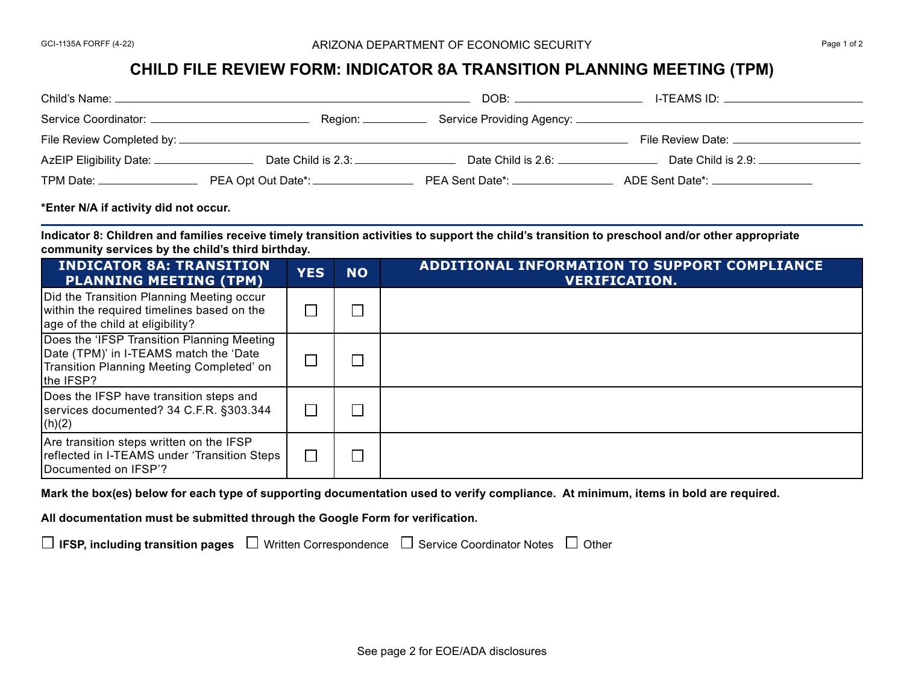GCI-1135A FORFF (4-22)

ARIZONA DEPARTMENT OF ECONOMIC SECURITY

# CHILD FILE REVIEW FORM: INDICATOR 8A TRANSITION PLANNING MEETING (TPM)

Child's Name: ______________________ DOB: __________ I-TEAMS ID: __________

Service Coordinator: __________ Region: ______ Service Providing Agency: ______________________

File Review Completed by: ______________________ File Review Date: __________

AzEIP Eligibility Date: __________ Date Child is 2.3: __________ Date Child is 2.6: __________ Date Child is 2.9: __________

TPM Date: __________ PEA Opt Out Date*: __________ PEA Sent Date*: __________ ADE Sent Date*: __________

**\*Enter N/A if activity did not occur.**

**Indicator 8: Children and families receive timely transition activities to support the child's transition to preschool and/or other appropriate community services by the child's third birthday.**

| INDICATOR 8A: TRANSITION PLANNING MEETING (TPM) | YES | NO | ADDITIONAL INFORMATION TO SUPPORT COMPLIANCE VERIFICATION. |
|---|---|---|---|
| Did the Transition Planning Meeting occur within the required timelines based on the age of the child at eligibility? | ☐ | ☐ | |
| Does the 'IFSP Transition Planning Meeting Date (TPM)' in I-TEAMS match the 'Date Transition Planning Meeting Completed' on the IFSP? | ☐ | ☐ | |
| Does the IFSP have transition steps and services documented? 34 C.F.R. §303.344 (h)(2) | ☐ | ☐ | |
| Are transition steps written on the IFSP reflected in I-TEAMS under 'Transition Steps Documented on IFSP'? | ☐ | ☐ | |

**Mark the box(es) below for each type of supporting documentation used to verify compliance. At minimum, items in bold are required.**

**All documentation must be submitted through the Google Form for verification.**

☐ **IFSP, including transition pages** ☐ Written Correspondence ☐ Service Coordinator Notes ☐ Other

See page 2 for EOE/ADA disclosures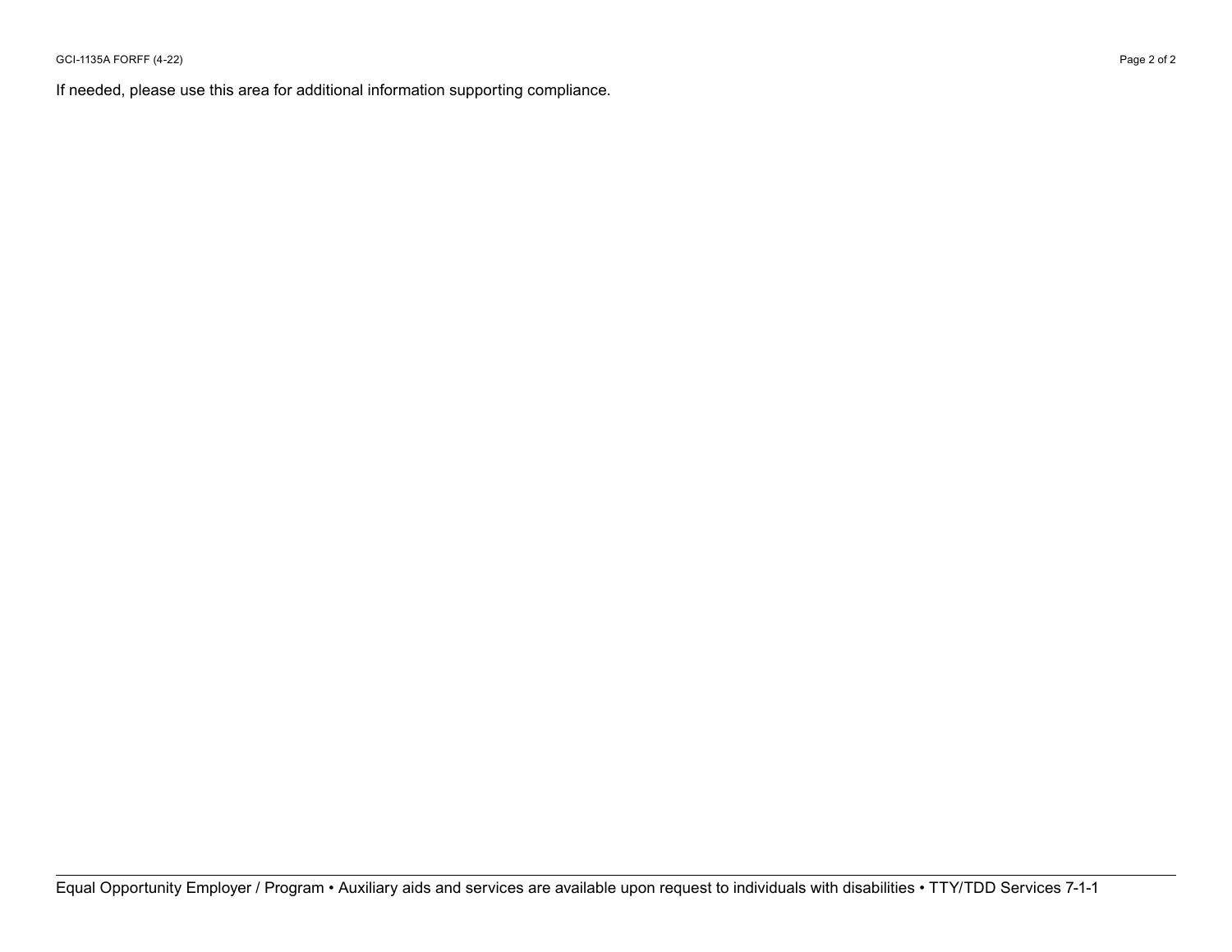If needed, please use this area for additional information supporting compliance.

Equal Opportunity Employer / Program • Auxiliary aids and services are available upon request to individuals with disabilities • TTY/TDD Services 7-1-1